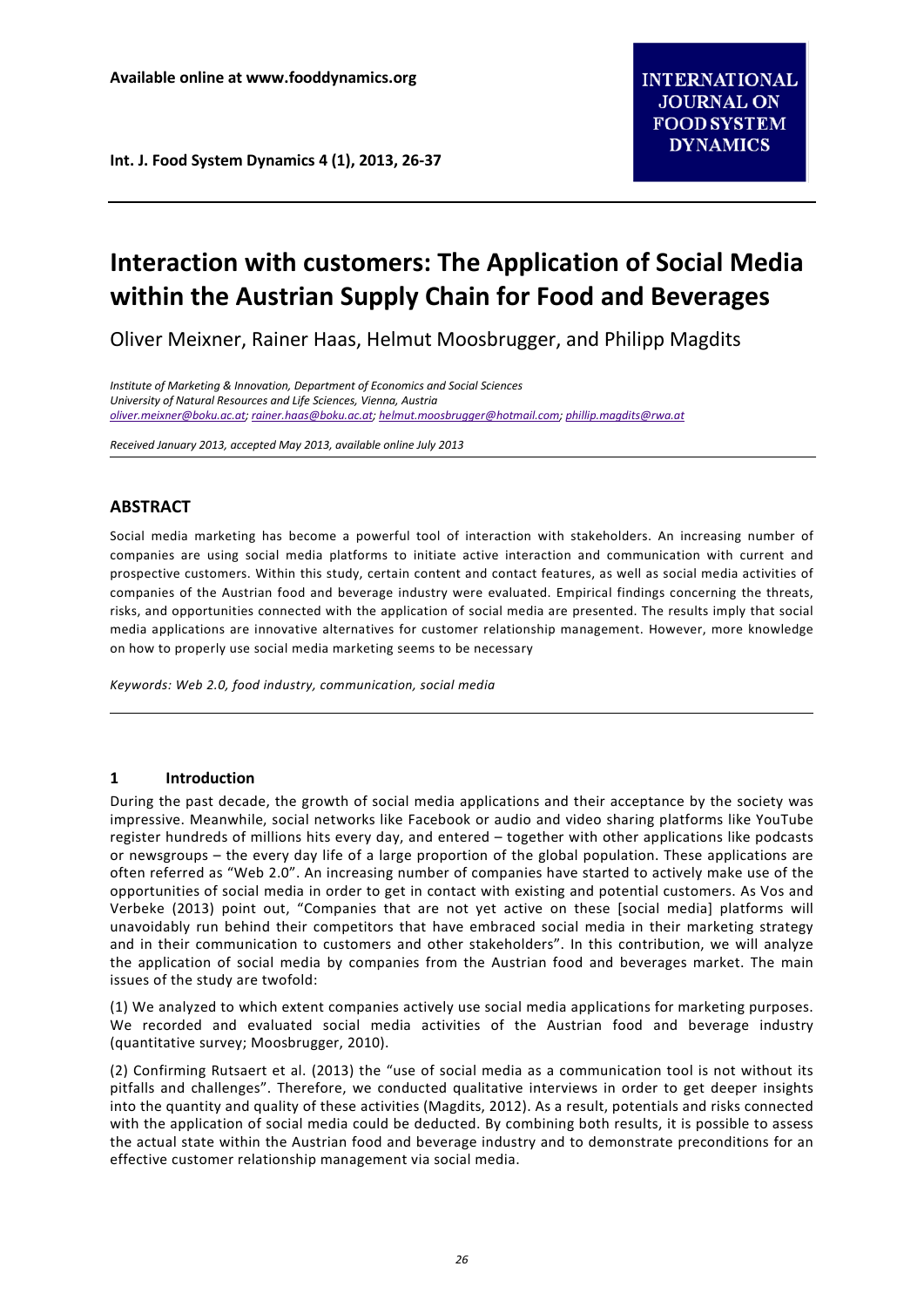Available online at www.fooddynamics.org

INTERNATIONAL JOURNAL ON FOOD SYSTEM DYNAMICS

# Interaction with customers: The Application of Social Media within the Austrian Supply Chain for Food and Beverages

Oliver Meixner, Rainer Haas, Helmut Moosbrugger, and Philipp Magdits

*Institute of Marketing & Innovation, Department of Economics and Social Sciences*
*University of Natural Resources and Life Sciences, Vienna, Austria*
*oliver.meixner@boku.ac.at; rainer.haas@boku.ac.at; helmut.moosbrugger@hotmail.com; phillip.magdits@rwa.at*

*Received January 2013, accepted May 2013, available online July 2013*

## ABSTRACT

Social media marketing has become a powerful tool of interaction with stakeholders. An increasing number of companies are using social media platforms to initiate active interaction and communication with current and prospective customers. Within this study, certain content and contact features, as well as social media activities of companies of the Austrian food and beverage industry were evaluated. Empirical findings concerning the threats, risks, and opportunities connected with the application of social media are presented. The results imply that social media applications are innovative alternatives for customer relationship management. However, more knowledge on how to properly use social media marketing seems to be necessary

*Keywords: Web 2.0, food industry, communication, social media*

## 1 Introduction

During the past decade, the growth of social media applications and their acceptance by the society was impressive. Meanwhile, social networks like Facebook or audio and video sharing platforms like YouTube register hundreds of millions hits every day, and entered – together with other applications like podcasts or newsgroups – the every day life of a large proportion of the global population. These applications are often referred as "Web 2.0". An increasing number of companies have started to actively make use of the opportunities of social media in order to get in contact with existing and potential customers. As Vos and Verbeke (2013) point out, "Companies that are not yet active on these [social media] platforms will unavoidably run behind their competitors that have embraced social media in their marketing strategy and in their communication to customers and other stakeholders". In this contribution, we will analyze the application of social media by companies from the Austrian food and beverages market. The main issues of the study are twofold:

(1) We analyzed to which extent companies actively use social media applications for marketing purposes. We recorded and evaluated social media activities of the Austrian food and beverage industry (quantitative survey; Moosbrugger, 2010).

(2) Confirming Rutsaert et al. (2013) the "use of social media as a communication tool is not without its pitfalls and challenges". Therefore, we conducted qualitative interviews in order to get deeper insights into the quantity and quality of these activities (Magdits, 2012). As a result, potentials and risks connected with the application of social media could be deducted. By combining both results, it is possible to assess the actual state within the Austrian food and beverage industry and to demonstrate preconditions for an effective customer relationship management via social media.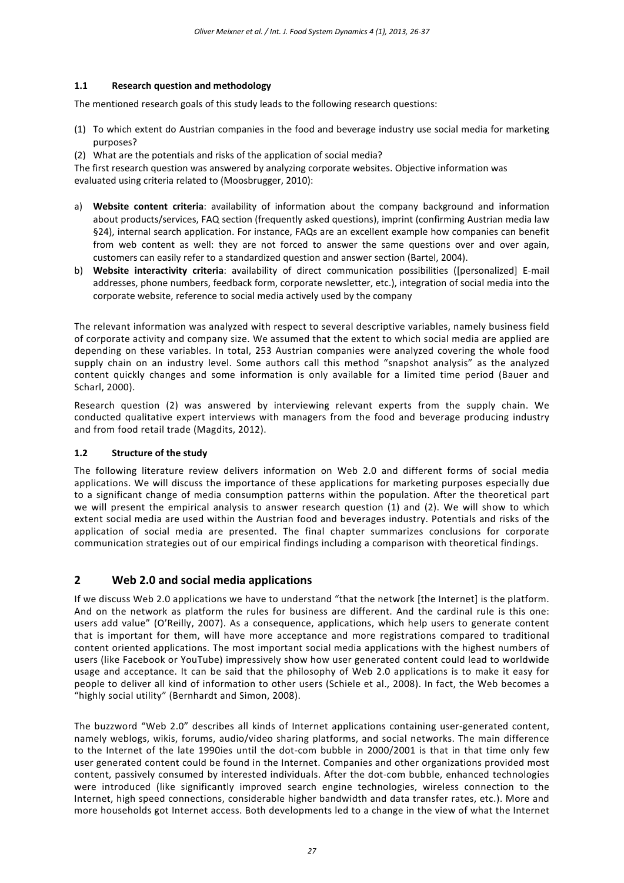### 1.1 Research question and methodology

The mentioned research goals of this study leads to the following research questions:

(1) To which extent do Austrian companies in the food and beverage industry use social media for marketing purposes?
(2) What are the potentials and risks of the application of social media?

The first research question was answered by analyzing corporate websites. Objective information was evaluated using criteria related to (Moosbrugger, 2010):

a) **Website content criteria**: availability of information about the company background and information about products/services, FAQ section (frequently asked questions), imprint (confirming Austrian media law §24), internal search application. For instance, FAQs are an excellent example how companies can benefit from web content as well: they are not forced to answer the same questions over and over again, customers can easily refer to a standardized question and answer section (Bartel, 2004).
b) **Website interactivity criteria**: availability of direct communication possibilities ([personalized] E-mail addresses, phone numbers, feedback form, corporate newsletter, etc.), integration of social media into the corporate website, reference to social media actively used by the company

The relevant information was analyzed with respect to several descriptive variables, namely business field of corporate activity and company size. We assumed that the extent to which social media are applied are depending on these variables. In total, 253 Austrian companies were analyzed covering the whole food supply chain on an industry level. Some authors call this method "snapshot analysis" as the analyzed content quickly changes and some information is only available for a limited time period (Bauer and Scharl, 2000).

Research question (2) was answered by interviewing relevant experts from the supply chain. We conducted qualitative expert interviews with managers from the food and beverage producing industry and from food retail trade (Magdits, 2012).

### 1.2 Structure of the study

The following literature review delivers information on Web 2.0 and different forms of social media applications. We will discuss the importance of these applications for marketing purposes especially due to a significant change of media consumption patterns within the population. After the theoretical part we will present the empirical analysis to answer research question (1) and (2). We will show to which extent social media are used within the Austrian food and beverages industry. Potentials and risks of the application of social media are presented. The final chapter summarizes conclusions for corporate communication strategies out of our empirical findings including a comparison with theoretical findings.

## 2 Web 2.0 and social media applications

If we discuss Web 2.0 applications we have to understand "that the network [the Internet] is the platform. And on the network as platform the rules for business are different. And the cardinal rule is this one: users add value" (O'Reilly, 2007). As a consequence, applications, which help users to generate content that is important for them, will have more acceptance and more registrations compared to traditional content oriented applications. The most important social media applications with the highest numbers of users (like Facebook or YouTube) impressively show how user generated content could lead to worldwide usage and acceptance. It can be said that the philosophy of Web 2.0 applications is to make it easy for people to deliver all kind of information to other users (Schiele et al., 2008). In fact, the Web becomes a "highly social utility" (Bernhardt and Simon, 2008).

The buzzword "Web 2.0" describes all kinds of Internet applications containing user-generated content, namely weblogs, wikis, forums, audio/video sharing platforms, and social networks. The main difference to the Internet of the late 1990ies until the dot-com bubble in 2000/2001 is that in that time only few user generated content could be found in the Internet. Companies and other organizations provided most content, passively consumed by interested individuals. After the dot-com bubble, enhanced technologies were introduced (like significantly improved search engine technologies, wireless connection to the Internet, high speed connections, considerable higher bandwidth and data transfer rates, etc.). More and more households got Internet access. Both developments led to a change in the view of what the Internet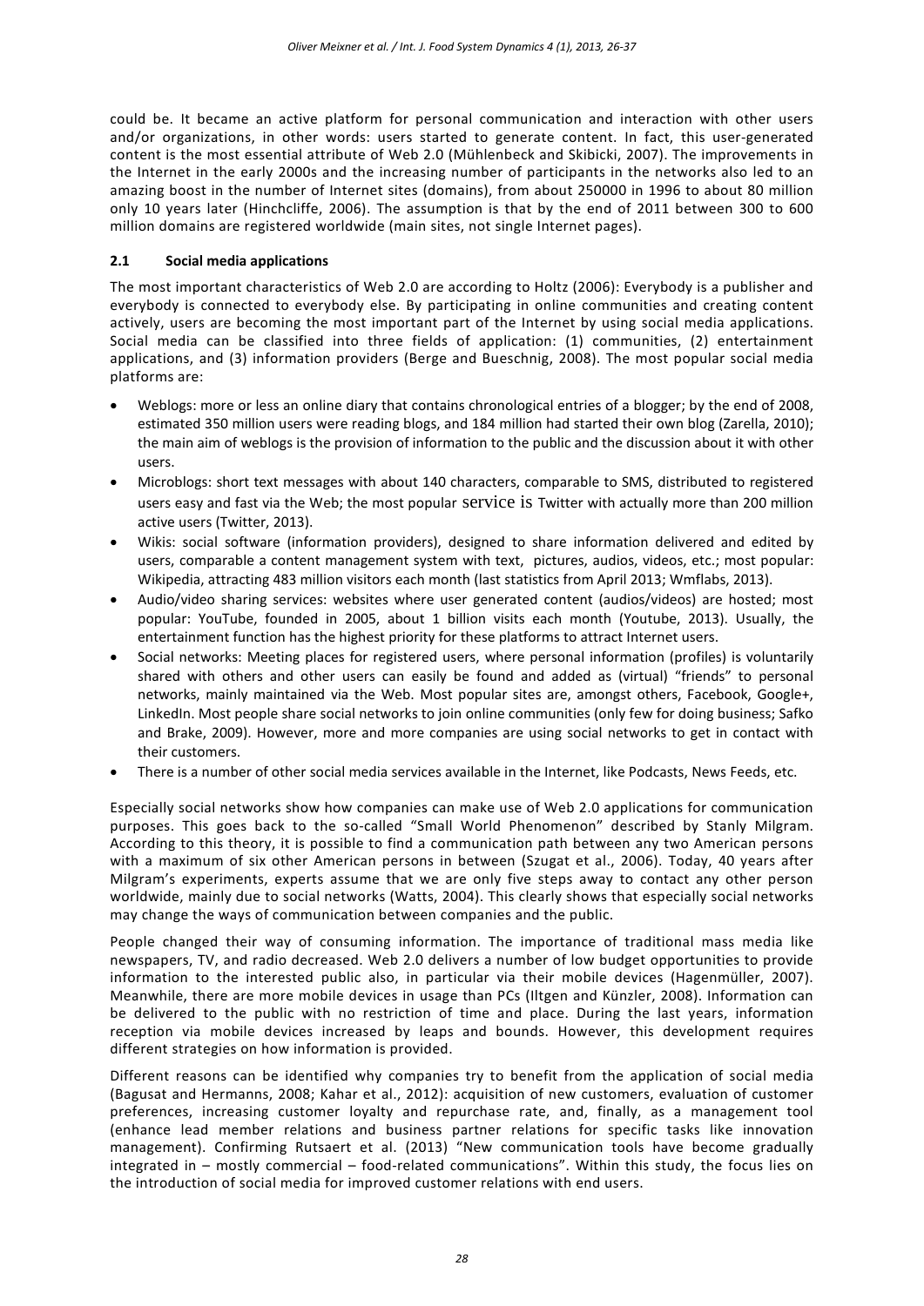could be. It became an active platform for personal communication and interaction with other users and/or organizations, in other words: users started to generate content. In fact, this user-generated content is the most essential attribute of Web 2.0 (Mühlenbeck and Skibicki, 2007). The improvements in the Internet in the early 2000s and the increasing number of participants in the networks also led to an amazing boost in the number of Internet sites (domains), from about 250000 in 1996 to about 80 million only 10 years later (Hinchcliffe, 2006). The assumption is that by the end of 2011 between 300 to 600 million domains are registered worldwide (main sites, not single Internet pages).

### 2.1 Social media applications

The most important characteristics of Web 2.0 are according to Holtz (2006): Everybody is a publisher and everybody is connected to everybody else. By participating in online communities and creating content actively, users are becoming the most important part of the Internet by using social media applications. Social media can be classified into three fields of application: (1) communities, (2) entertainment applications, and (3) information providers (Berge and Bueschnig, 2008). The most popular social media platforms are:

- Weblogs: more or less an online diary that contains chronological entries of a blogger; by the end of 2008, estimated 350 million users were reading blogs, and 184 million had started their own blog (Zarella, 2010); the main aim of weblogs is the provision of information to the public and the discussion about it with other users.
- Microblogs: short text messages with about 140 characters, comparable to SMS, distributed to registered users easy and fast via the Web; the most popular service is Twitter with actually more than 200 million active users (Twitter, 2013).
- Wikis: social software (information providers), designed to share information delivered and edited by users, comparable a content management system with text, pictures, audios, videos, etc.; most popular: Wikipedia, attracting 483 million visitors each month (last statistics from April 2013; Wmflabs, 2013).
- Audio/video sharing services: websites where user generated content (audios/videos) are hosted; most popular: YouTube, founded in 2005, about 1 billion visits each month (Youtube, 2013). Usually, the entertainment function has the highest priority for these platforms to attract Internet users.
- Social networks: Meeting places for registered users, where personal information (profiles) is voluntarily shared with others and other users can easily be found and added as (virtual) "friends" to personal networks, mainly maintained via the Web. Most popular sites are, amongst others, Facebook, Google+, LinkedIn. Most people share social networks to join online communities (only few for doing business; Safko and Brake, 2009). However, more and more companies are using social networks to get in contact with their customers.
- There is a number of other social media services available in the Internet, like Podcasts, News Feeds, etc.

Especially social networks show how companies can make use of Web 2.0 applications for communication purposes. This goes back to the so-called "Small World Phenomenon" described by Stanly Milgram. According to this theory, it is possible to find a communication path between any two American persons with a maximum of six other American persons in between (Szugat et al., 2006). Today, 40 years after Milgram's experiments, experts assume that we are only five steps away to contact any other person worldwide, mainly due to social networks (Watts, 2004). This clearly shows that especially social networks may change the ways of communication between companies and the public.

People changed their way of consuming information. The importance of traditional mass media like newspapers, TV, and radio decreased. Web 2.0 delivers a number of low budget opportunities to provide information to the interested public also, in particular via their mobile devices (Hagenmüller, 2007). Meanwhile, there are more mobile devices in usage than PCs (Iltgen and Künzler, 2008). Information can be delivered to the public with no restriction of time and place. During the last years, information reception via mobile devices increased by leaps and bounds. However, this development requires different strategies on how information is provided.

Different reasons can be identified why companies try to benefit from the application of social media (Bagusat and Hermanns, 2008; Kahar et al., 2012): acquisition of new customers, evaluation of customer preferences, increasing customer loyalty and repurchase rate, and, finally, as a management tool (enhance lead member relations and business partner relations for specific tasks like innovation management). Confirming Rutsaert et al. (2013) "New communication tools have become gradually integrated in – mostly commercial – food-related communications". Within this study, the focus lies on the introduction of social media for improved customer relations with end users.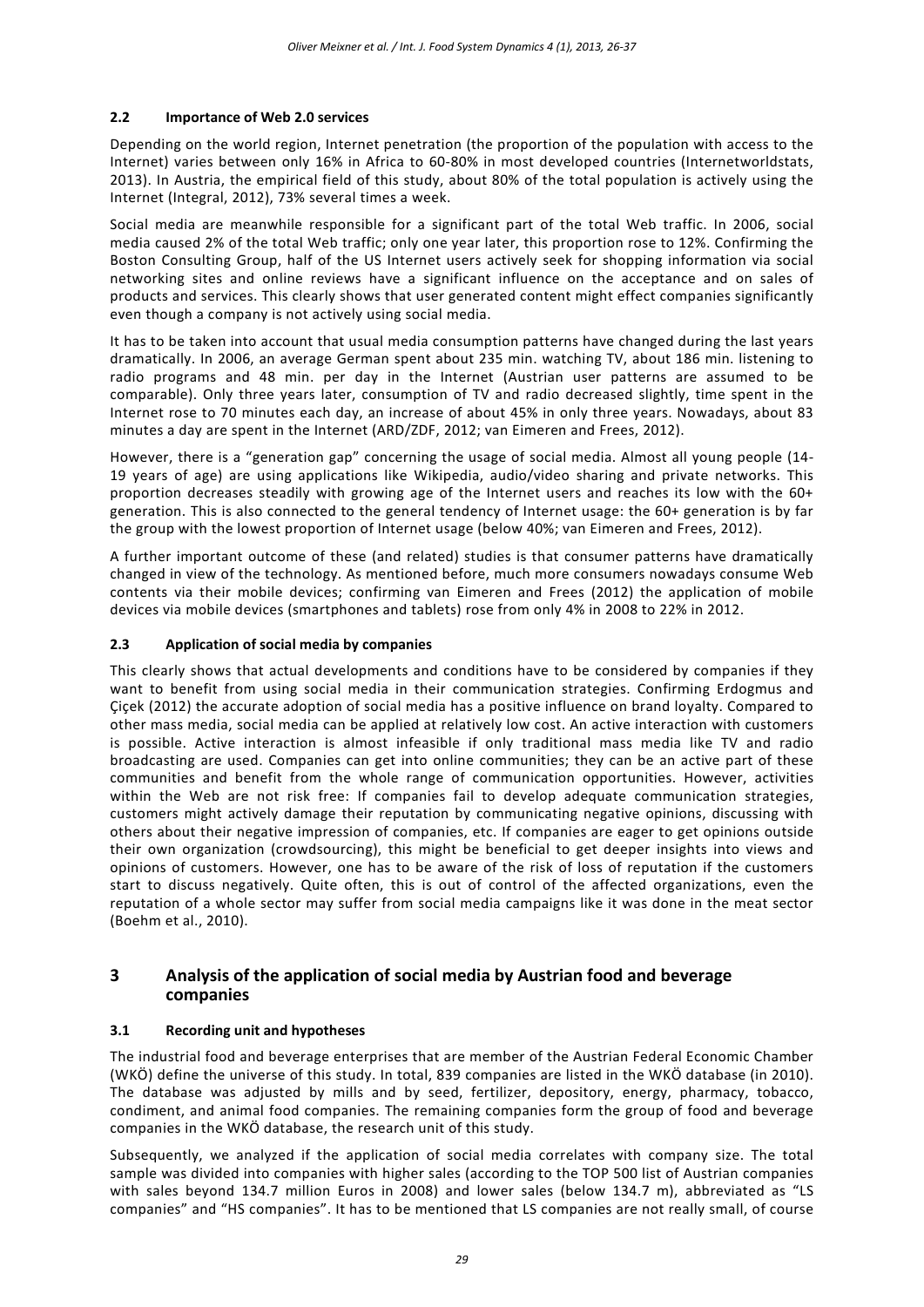### 2.2 Importance of Web 2.0 services

Depending on the world region, Internet penetration (the proportion of the population with access to the Internet) varies between only 16% in Africa to 60-80% in most developed countries (Internetworldstats, 2013). In Austria, the empirical field of this study, about 80% of the total population is actively using the Internet (Integral, 2012), 73% several times a week.

Social media are meanwhile responsible for a significant part of the total Web traffic. In 2006, social media caused 2% of the total Web traffic; only one year later, this proportion rose to 12%. Confirming the Boston Consulting Group, half of the US Internet users actively seek for shopping information via social networking sites and online reviews have a significant influence on the acceptance and on sales of products and services. This clearly shows that user generated content might effect companies significantly even though a company is not actively using social media.

It has to be taken into account that usual media consumption patterns have changed during the last years dramatically. In 2006, an average German spent about 235 min. watching TV, about 186 min. listening to radio programs and 48 min. per day in the Internet (Austrian user patterns are assumed to be comparable). Only three years later, consumption of TV and radio decreased slightly, time spent in the Internet rose to 70 minutes each day, an increase of about 45% in only three years. Nowadays, about 83 minutes a day are spent in the Internet (ARD/ZDF, 2012; van Eimeren and Frees, 2012).

However, there is a "generation gap" concerning the usage of social media. Almost all young people (14-19 years of age) are using applications like Wikipedia, audio/video sharing and private networks. This proportion decreases steadily with growing age of the Internet users and reaches its low with the 60+ generation. This is also connected to the general tendency of Internet usage: the 60+ generation is by far the group with the lowest proportion of Internet usage (below 40%; van Eimeren and Frees, 2012).

A further important outcome of these (and related) studies is that consumer patterns have dramatically changed in view of the technology. As mentioned before, much more consumers nowadays consume Web contents via their mobile devices; confirming van Eimeren and Frees (2012) the application of mobile devices via mobile devices (smartphones and tablets) rose from only 4% in 2008 to 22% in 2012.

### 2.3 Application of social media by companies

This clearly shows that actual developments and conditions have to be considered by companies if they want to benefit from using social media in their communication strategies. Confirming Erdogmus and Çiçek (2012) the accurate adoption of social media has a positive influence on brand loyalty. Compared to other mass media, social media can be applied at relatively low cost. An active interaction with customers is possible. Active interaction is almost infeasible if only traditional mass media like TV and radio broadcasting are used. Companies can get into online communities; they can be an active part of these communities and benefit from the whole range of communication opportunities. However, activities within the Web are not risk free: If companies fail to develop adequate communication strategies, customers might actively damage their reputation by communicating negative opinions, discussing with others about their negative impression of companies, etc. If companies are eager to get opinions outside their own organization (crowdsourcing), this might be beneficial to get deeper insights into views and opinions of customers. However, one has to be aware of the risk of loss of reputation if the customers start to discuss negatively. Quite often, this is out of control of the affected organizations, even the reputation of a whole sector may suffer from social media campaigns like it was done in the meat sector (Boehm et al., 2010).

## 3 Analysis of the application of social media by Austrian food and beverage companies

### 3.1 Recording unit and hypotheses

The industrial food and beverage enterprises that are member of the Austrian Federal Economic Chamber (WKÖ) define the universe of this study. In total, 839 companies are listed in the WKÖ database (in 2010). The database was adjusted by mills and by seed, fertilizer, depository, energy, pharmacy, tobacco, condiment, and animal food companies. The remaining companies form the group of food and beverage companies in the WKÖ database, the research unit of this study.

Subsequently, we analyzed if the application of social media correlates with company size. The total sample was divided into companies with higher sales (according to the TOP 500 list of Austrian companies with sales beyond 134.7 million Euros in 2008) and lower sales (below 134.7 m), abbreviated as "LS companies" and "HS companies". It has to be mentioned that LS companies are not really small, of course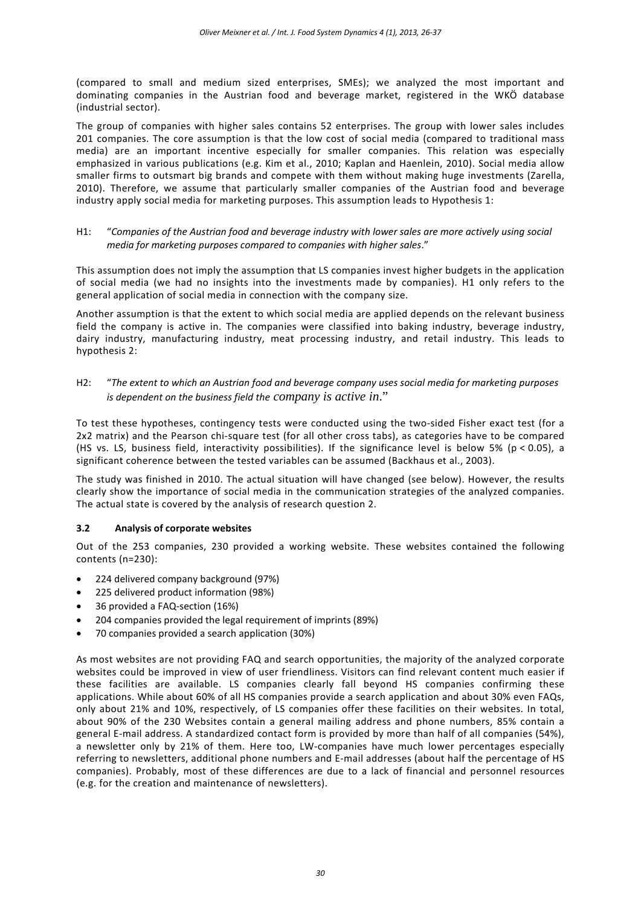(compared to small and medium sized enterprises, SMEs); we analyzed the most important and dominating companies in the Austrian food and beverage market, registered in the WKÖ database (industrial sector).

The group of companies with higher sales contains 52 enterprises. The group with lower sales includes 201 companies. The core assumption is that the low cost of social media (compared to traditional mass media) are an important incentive especially for smaller companies. This relation was especially emphasized in various publications (e.g. Kim et al., 2010; Kaplan and Haenlein, 2010). Social media allow smaller firms to outsmart big brands and compete with them without making huge investments (Zarella, 2010). Therefore, we assume that particularly smaller companies of the Austrian food and beverage industry apply social media for marketing purposes. This assumption leads to Hypothesis 1:

H1: "*Companies of the Austrian food and beverage industry with lower sales are more actively using social media for marketing purposes compared to companies with higher sales*."

This assumption does not imply the assumption that LS companies invest higher budgets in the application of social media (we had no insights into the investments made by companies). H1 only refers to the general application of social media in connection with the company size.

Another assumption is that the extent to which social media are applied depends on the relevant business field the company is active in. The companies were classified into baking industry, beverage industry, dairy industry, manufacturing industry, meat processing industry, and retail industry. This leads to hypothesis 2:

H2: "*The extent to which an Austrian food and beverage company uses social media for marketing purposes is dependent on the business field the company is active in.*"

To test these hypotheses, contingency tests were conducted using the two-sided Fisher exact test (for a 2x2 matrix) and the Pearson chi-square test (for all other cross tabs), as categories have to be compared (HS vs. LS, business field, interactivity possibilities). If the significance level is below 5% ($p < 0.05$), a significant coherence between the tested variables can be assumed (Backhaus et al., 2003).

The study was finished in 2010. The actual situation will have changed (see below). However, the results clearly show the importance of social media in the communication strategies of the analyzed companies. The actual state is covered by the analysis of research question 2.

### 3.2 Analysis of corporate websites

Out of the 253 companies, 230 provided a working website. These websites contained the following contents (n=230):

- 224 delivered company background (97%)
- 225 delivered product information (98%)
- 36 provided a FAQ-section (16%)
- 204 companies provided the legal requirement of imprints (89%)
- 70 companies provided a search application (30%)

As most websites are not providing FAQ and search opportunities, the majority of the analyzed corporate websites could be improved in view of user friendliness. Visitors can find relevant content much easier if these facilities are available. LS companies clearly fall beyond HS companies confirming these applications. While about 60% of all HS companies provide a search application and about 30% even FAQs, only about 21% and 10%, respectively, of LS companies offer these facilities on their websites. In total, about 90% of the 230 Websites contain a general mailing address and phone numbers, 85% contain a general E-mail address. A standardized contact form is provided by more than half of all companies (54%), a newsletter only by 21% of them. Here too, LW-companies have much lower percentages especially referring to newsletters, additional phone numbers and E-mail addresses (about half the percentage of HS companies). Probably, most of these differences are due to a lack of financial and personnel resources (e.g. for the creation and maintenance of newsletters).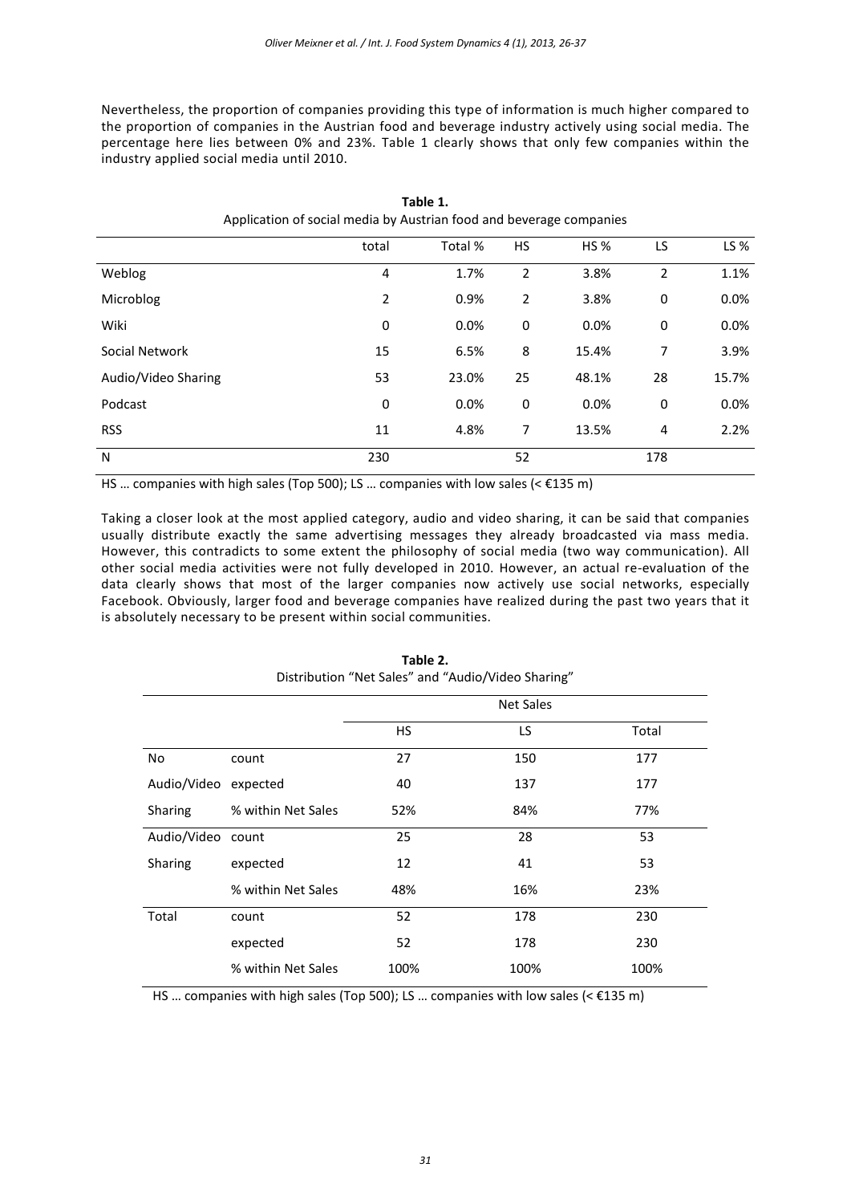Nevertheless, the proportion of companies providing this type of information is much higher compared to the proportion of companies in the Austrian food and beverage industry actively using social media. The percentage here lies between 0% and 23%. Table 1 clearly shows that only few companies within the industry applied social media until 2010.

**Table 1.**
Application of social media by Austrian food and beverage companies

| | total | Total % | HS | HS % | LS | LS % |
|---|---|---|---|---|---|---|
| Weblog | 4 | 1.7% | 2 | 3.8% | 2 | 1.1% |
| Microblog | 2 | 0.9% | 2 | 3.8% | 0 | 0.0% |
| Wiki | 0 | 0.0% | 0 | 0.0% | 0 | 0.0% |
| Social Network | 15 | 6.5% | 8 | 15.4% | 7 | 3.9% |
| Audio/Video Sharing | 53 | 23.0% | 25 | 48.1% | 28 | 15.7% |
| Podcast | 0 | 0.0% | 0 | 0.0% | 0 | 0.0% |
| RSS | 11 | 4.8% | 7 | 13.5% | 4 | 2.2% |
| N | 230 | | 52 | | 178 | |

HS … companies with high sales (Top 500); LS … companies with low sales (< €135 m)

Taking a closer look at the most applied category, audio and video sharing, it can be said that companies usually distribute exactly the same advertising messages they already broadcasted via mass media. However, this contradicts to some extent the philosophy of social media (two way communication). All other social media activities were not fully developed in 2010. However, an actual re-evaluation of the data clearly shows that most of the larger companies now actively use social networks, especially Facebook. Obviously, larger food and beverage companies have realized during the past two years that it is absolutely necessary to be present within social communities.

**Table 2.**
Distribution "Net Sales" and "Audio/Video Sharing"

| | | Net Sales | | |
|---|---|---|---|---|
| | | HS | LS | Total |
| No Audio/Video Sharing | count | 27 | 150 | 177 |
| | expected | 40 | 137 | 177 |
| | % within Net Sales | 52% | 84% | 77% |
| Audio/Video Sharing | count | 25 | 28 | 53 |
| | expected | 12 | 41 | 53 |
| | % within Net Sales | 48% | 16% | 23% |
| Total | count | 52 | 178 | 230 |
| | expected | 52 | 178 | 230 |
| | % within Net Sales | 100% | 100% | 100% |

HS … companies with high sales (Top 500); LS … companies with low sales (< €135 m)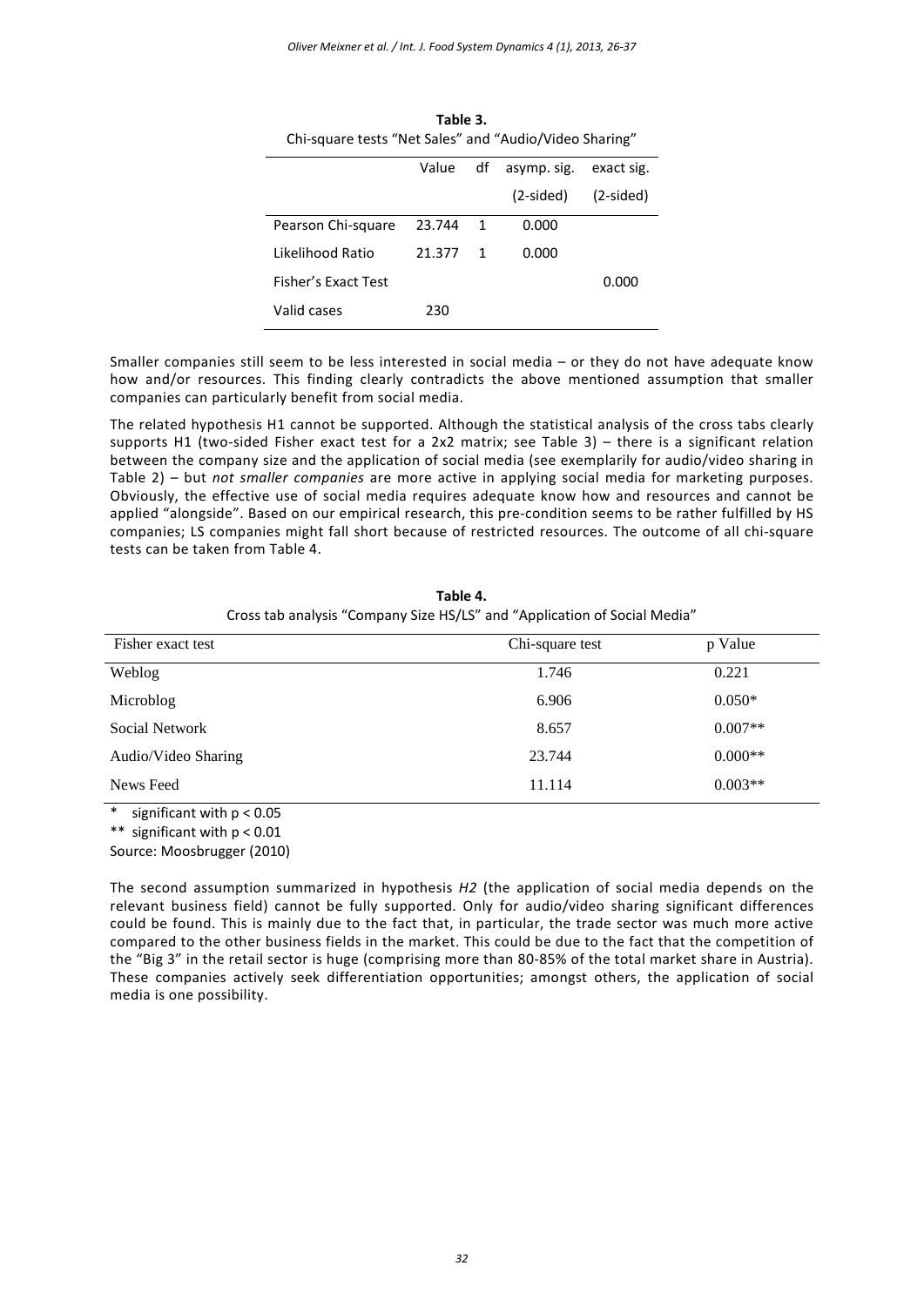**Table 3.**
Chi-square tests "Net Sales" and "Audio/Video Sharing"

| | Value | df | asymp. sig. (2-sided) | exact sig. (2-sided) |
|---|---|---|---|---|
| Pearson Chi-square | 23.744 | 1 | 0.000 | |
| Likelihood Ratio | 21.377 | 1 | 0.000 | |
| Fisher's Exact Test | | | | 0.000 |
| Valid cases | 230 | | | |

Smaller companies still seem to be less interested in social media – or they do not have adequate know how and/or resources. This finding clearly contradicts the above mentioned assumption that smaller companies can particularly benefit from social media.

The related hypothesis H1 cannot be supported. Although the statistical analysis of the cross tabs clearly supports H1 (two-sided Fisher exact test for a 2x2 matrix; see Table 3) – there is a significant relation between the company size and the application of social media (see exemplarily for audio/video sharing in Table 2) – but *not smaller companies* are more active in applying social media for marketing purposes. Obviously, the effective use of social media requires adequate know how and resources and cannot be applied "alongside". Based on our empirical research, this pre-condition seems to be rather fulfilled by HS companies; LS companies might fall short because of restricted resources. The outcome of all chi-square tests can be taken from Table 4.

**Table 4.**
Cross tab analysis "Company Size HS/LS" and "Application of Social Media"

| Fisher exact test | Chi-square test | p Value |
|---|---|---|
| Weblog | 1.746 | 0.221 |
| Microblog | 6.906 | 0.050* |
| Social Network | 8.657 | 0.007** |
| Audio/Video Sharing | 23.744 | 0.000** |
| News Feed | 11.114 | 0.003** |

\* significant with $p < 0.05$

** significant with $p < 0.01$

Source: Moosbrugger (2010)

The second assumption summarized in hypothesis *H2* (the application of social media depends on the relevant business field) cannot be fully supported. Only for audio/video sharing significant differences could be found. This is mainly due to the fact that, in particular, the trade sector was much more active compared to the other business fields in the market. This could be due to the fact that the competition of the "Big 3" in the retail sector is huge (comprising more than 80-85% of the total market share in Austria). These companies actively seek differentiation opportunities; amongst others, the application of social media is one possibility.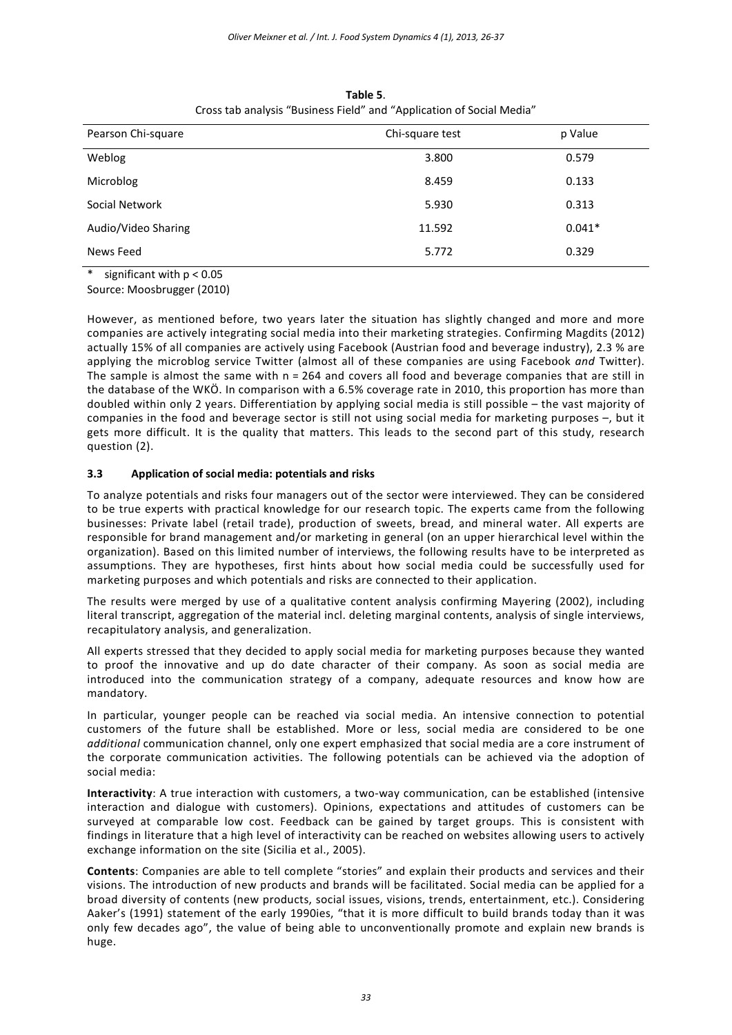**Table 5**.
Cross tab analysis "Business Field" and "Application of Social Media"

| Pearson Chi-square | Chi-square test | p Value |
|---|---|---|
| Weblog | 3.800 | 0.579 |
| Microblog | 8.459 | 0.133 |
| Social Network | 5.930 | 0.313 |
| Audio/Video Sharing | 11.592 | 0.041* |
| News Feed | 5.772 | 0.329 |

\* significant with $p < 0.05$

Source: Moosbrugger (2010)

However, as mentioned before, two years later the situation has slightly changed and more and more companies are actively integrating social media into their marketing strategies. Confirming Magdits (2012) actually 15% of all companies are actively using Facebook (Austrian food and beverage industry), 2.3 % are applying the microblog service Twitter (almost all of these companies are using Facebook *and* Twitter). The sample is almost the same with n = 264 and covers all food and beverage companies that are still in the database of the WKÖ. In comparison with a 6.5% coverage rate in 2010, this proportion has more than doubled within only 2 years. Differentiation by applying social media is still possible – the vast majority of companies in the food and beverage sector is still not using social media for marketing purposes –, but it gets more difficult. It is the quality that matters. This leads to the second part of this study, research question (2).

### 3.3 Application of social media: potentials and risks

To analyze potentials and risks four managers out of the sector were interviewed. They can be considered to be true experts with practical knowledge for our research topic. The experts came from the following businesses: Private label (retail trade), production of sweets, bread, and mineral water. All experts are responsible for brand management and/or marketing in general (on an upper hierarchical level within the organization). Based on this limited number of interviews, the following results have to be interpreted as assumptions. They are hypotheses, first hints about how social media could be successfully used for marketing purposes and which potentials and risks are connected to their application.

The results were merged by use of a qualitative content analysis confirming Mayering (2002), including literal transcript, aggregation of the material incl. deleting marginal contents, analysis of single interviews, recapitulatory analysis, and generalization.

All experts stressed that they decided to apply social media for marketing purposes because they wanted to proof the innovative and up do date character of their company. As soon as social media are introduced into the communication strategy of a company, adequate resources and know how are mandatory.

In particular, younger people can be reached via social media. An intensive connection to potential customers of the future shall be established. More or less, social media are considered to be one *additional* communication channel, only one expert emphasized that social media are a core instrument of the corporate communication activities. The following potentials can be achieved via the adoption of social media:

**Interactivity**: A true interaction with customers, a two-way communication, can be established (intensive interaction and dialogue with customers). Opinions, expectations and attitudes of customers can be surveyed at comparable low cost. Feedback can be gained by target groups. This is consistent with findings in literature that a high level of interactivity can be reached on websites allowing users to actively exchange information on the site (Sicilia et al., 2005).

**Contents**: Companies are able to tell complete "stories" and explain their products and services and their visions. The introduction of new products and brands will be facilitated. Social media can be applied for a broad diversity of contents (new products, social issues, visions, trends, entertainment, etc.). Considering Aaker's (1991) statement of the early 1990ies, "that it is more difficult to build brands today than it was only few decades ago", the value of being able to unconventionally promote and explain new brands is huge.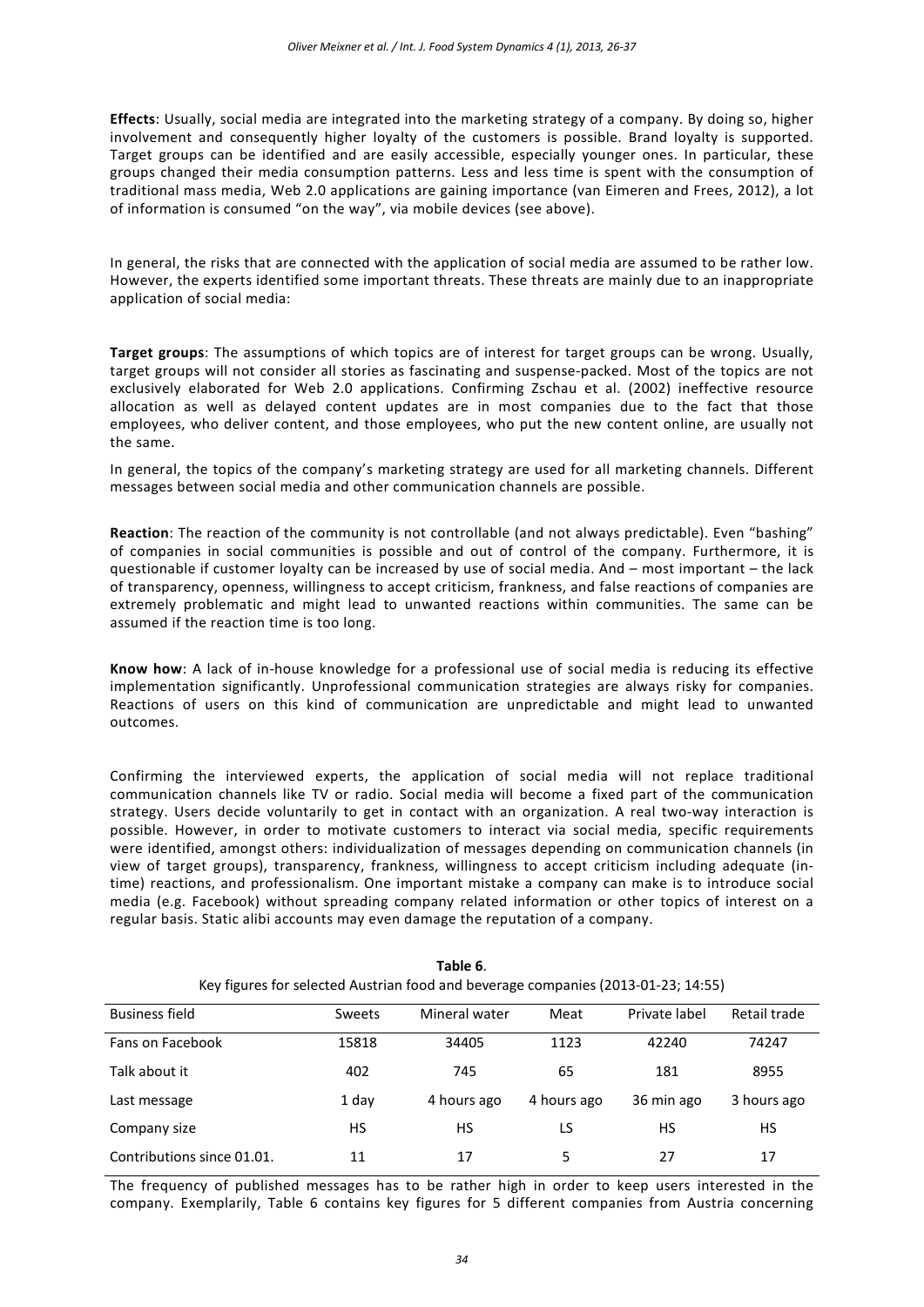**Effects**: Usually, social media are integrated into the marketing strategy of a company. By doing so, higher involvement and consequently higher loyalty of the customers is possible. Brand loyalty is supported. Target groups can be identified and are easily accessible, especially younger ones. In particular, these groups changed their media consumption patterns. Less and less time is spent with the consumption of traditional mass media, Web 2.0 applications are gaining importance (van Eimeren and Frees, 2012), a lot of information is consumed "on the way", via mobile devices (see above).

In general, the risks that are connected with the application of social media are assumed to be rather low. However, the experts identified some important threats. These threats are mainly due to an inappropriate application of social media:

**Target groups**: The assumptions of which topics are of interest for target groups can be wrong. Usually, target groups will not consider all stories as fascinating and suspense-packed. Most of the topics are not exclusively elaborated for Web 2.0 applications. Confirming Zschau et al. (2002) ineffective resource allocation as well as delayed content updates are in most companies due to the fact that those employees, who deliver content, and those employees, who put the new content online, are usually not the same.

In general, the topics of the company's marketing strategy are used for all marketing channels. Different messages between social media and other communication channels are possible.

**Reaction**: The reaction of the community is not controllable (and not always predictable). Even "bashing" of companies in social communities is possible and out of control of the company. Furthermore, it is questionable if customer loyalty can be increased by use of social media. And – most important – the lack of transparency, openness, willingness to accept criticism, frankness, and false reactions of companies are extremely problematic and might lead to unwanted reactions within communities. The same can be assumed if the reaction time is too long.

**Know how**: A lack of in-house knowledge for a professional use of social media is reducing its effective implementation significantly. Unprofessional communication strategies are always risky for companies. Reactions of users on this kind of communication are unpredictable and might lead to unwanted outcomes.

Confirming the interviewed experts, the application of social media will not replace traditional communication channels like TV or radio. Social media will become a fixed part of the communication strategy. Users decide voluntarily to get in contact with an organization. A real two-way interaction is possible. However, in order to motivate customers to interact via social media, specific requirements were identified, amongst others: individualization of messages depending on communication channels (in view of target groups), transparency, frankness, willingness to accept criticism including adequate (in-time) reactions, and professionalism. One important mistake a company can make is to introduce social media (e.g. Facebook) without spreading company related information or other topics of interest on a regular basis. Static alibi accounts may even damage the reputation of a company.

**Table 6**.
Key figures for selected Austrian food and beverage companies (2013-01-23; 14:55)

| Business field | Sweets | Mineral water | Meat | Private label | Retail trade |
|---|---|---|---|---|---|
| Fans on Facebook | 15818 | 34405 | 1123 | 42240 | 74247 |
| Talk about it | 402 | 745 | 65 | 181 | 8955 |
| Last message | 1 day | 4 hours ago | 4 hours ago | 36 min ago | 3 hours ago |
| Company size | HS | HS | LS | HS | HS |
| Contributions since 01.01. | 11 | 17 | 5 | 27 | 17 |

The frequency of published messages has to be rather high in order to keep users interested in the company. Exemplarily, Table 6 contains key figures for 5 different companies from Austria concerning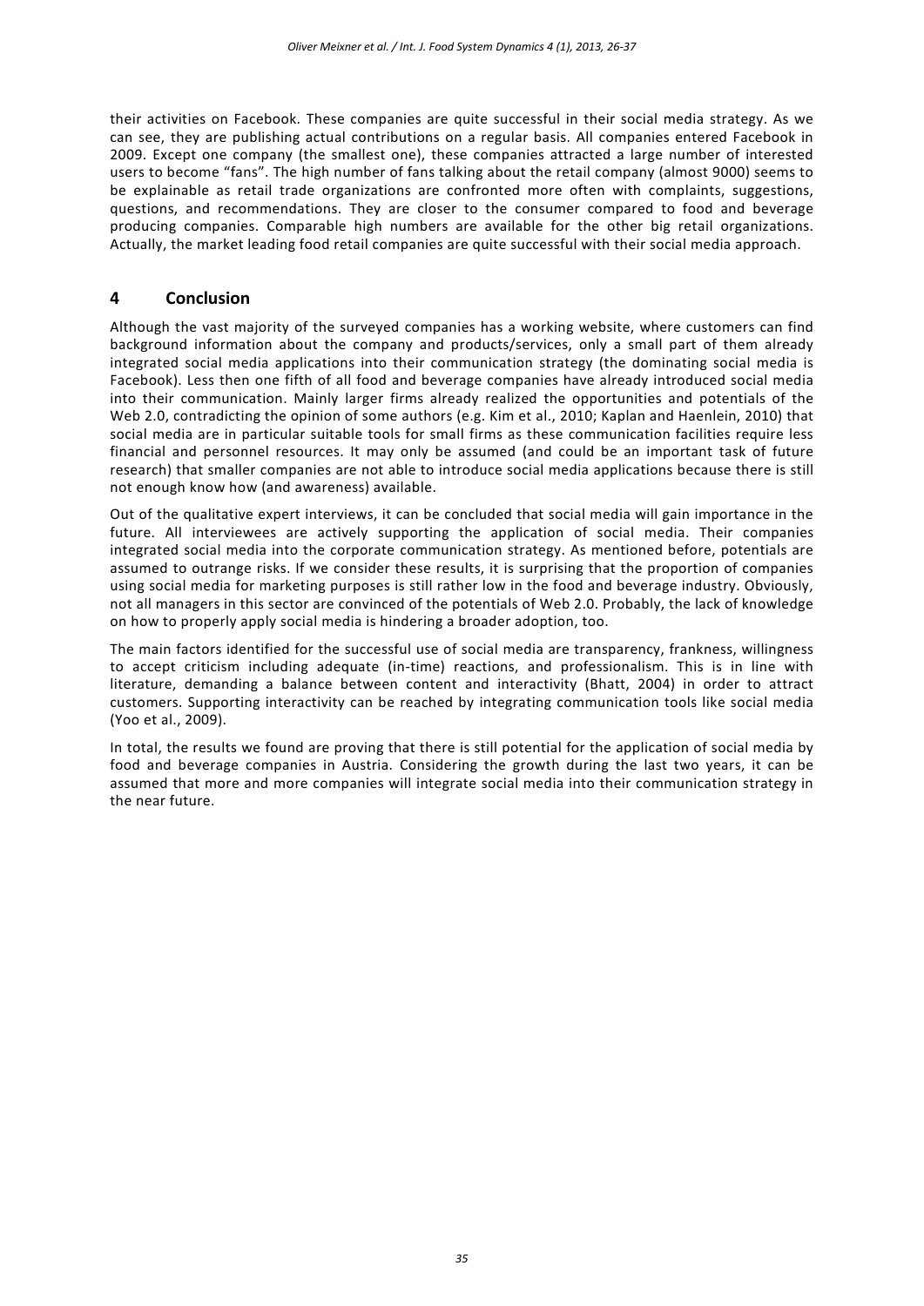their activities on Facebook. These companies are quite successful in their social media strategy. As we can see, they are publishing actual contributions on a regular basis. All companies entered Facebook in 2009. Except one company (the smallest one), these companies attracted a large number of interested users to become "fans". The high number of fans talking about the retail company (almost 9000) seems to be explainable as retail trade organizations are confronted more often with complaints, suggestions, questions, and recommendations. They are closer to the consumer compared to food and beverage producing companies. Comparable high numbers are available for the other big retail organizations. Actually, the market leading food retail companies are quite successful with their social media approach.

## 4 Conclusion

Although the vast majority of the surveyed companies has a working website, where customers can find background information about the company and products/services, only a small part of them already integrated social media applications into their communication strategy (the dominating social media is Facebook). Less then one fifth of all food and beverage companies have already introduced social media into their communication. Mainly larger firms already realized the opportunities and potentials of the Web 2.0, contradicting the opinion of some authors (e.g. Kim et al., 2010; Kaplan and Haenlein, 2010) that social media are in particular suitable tools for small firms as these communication facilities require less financial and personnel resources. It may only be assumed (and could be an important task of future research) that smaller companies are not able to introduce social media applications because there is still not enough know how (and awareness) available.

Out of the qualitative expert interviews, it can be concluded that social media will gain importance in the future. All interviewees are actively supporting the application of social media. Their companies integrated social media into the corporate communication strategy. As mentioned before, potentials are assumed to outrange risks. If we consider these results, it is surprising that the proportion of companies using social media for marketing purposes is still rather low in the food and beverage industry. Obviously, not all managers in this sector are convinced of the potentials of Web 2.0. Probably, the lack of knowledge on how to properly apply social media is hindering a broader adoption, too.

The main factors identified for the successful use of social media are transparency, frankness, willingness to accept criticism including adequate (in-time) reactions, and professionalism. This is in line with literature, demanding a balance between content and interactivity (Bhatt, 2004) in order to attract customers. Supporting interactivity can be reached by integrating communication tools like social media (Yoo et al., 2009).

In total, the results we found are proving that there is still potential for the application of social media by food and beverage companies in Austria. Considering the growth during the last two years, it can be assumed that more and more companies will integrate social media into their communication strategy in the near future.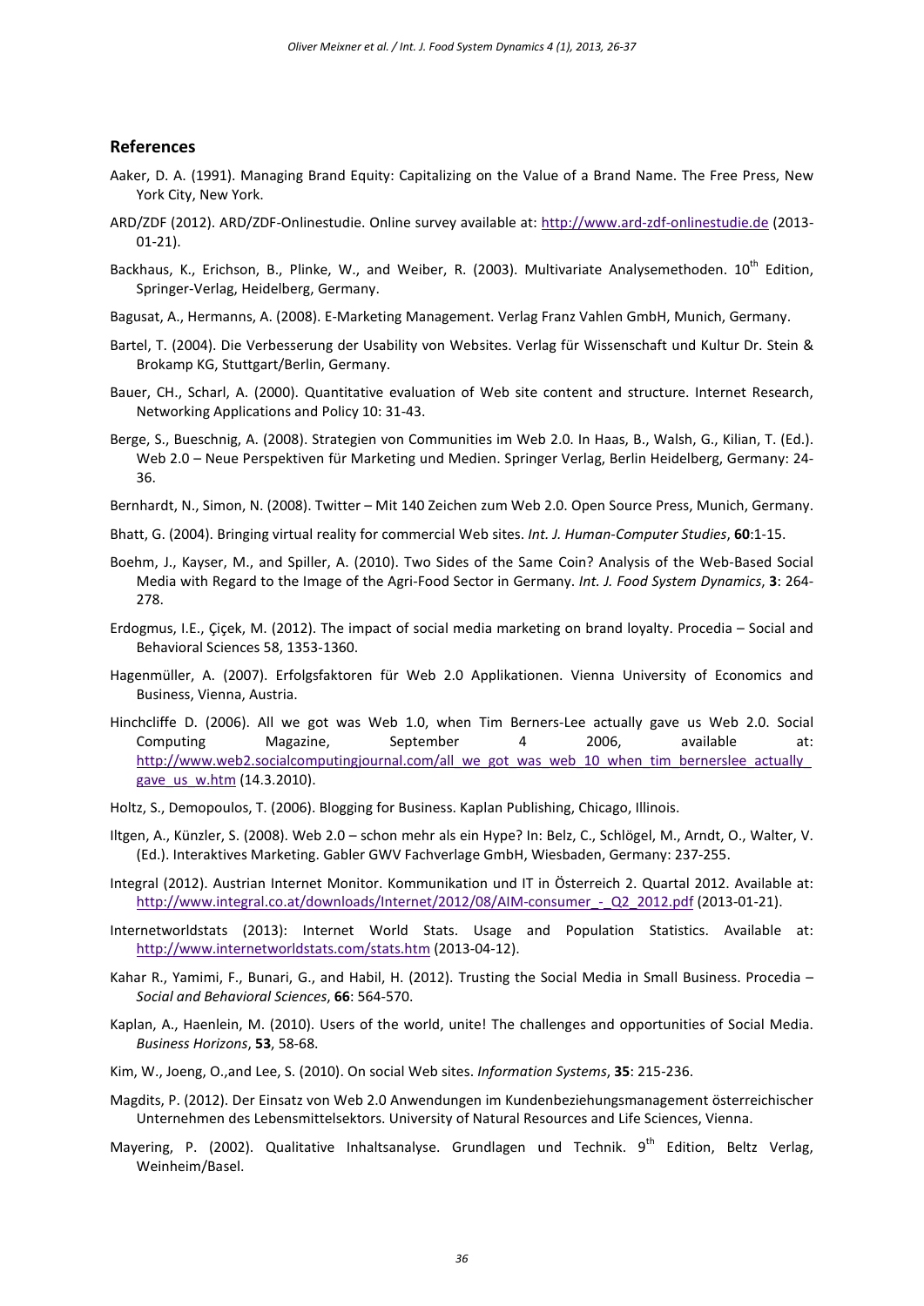## References

Aaker, D. A. (1991). Managing Brand Equity: Capitalizing on the Value of a Brand Name. The Free Press, New York City, New York.

ARD/ZDF (2012). ARD/ZDF-Onlinestudie. Online survey available at: http://www.ard-zdf-onlinestudie.de (2013-01-21).

Backhaus, K., Erichson, B., Plinke, W., and Weiber, R. (2003). Multivariate Analysemethoden. 10th Edition, Springer-Verlag, Heidelberg, Germany.

Bagusat, A., Hermanns, A. (2008). E-Marketing Management. Verlag Franz Vahlen GmbH, Munich, Germany.

Bartel, T. (2004). Die Verbesserung der Usability von Websites. Verlag für Wissenschaft und Kultur Dr. Stein & Brokamp KG, Stuttgart/Berlin, Germany.

Bauer, CH., Scharl, A. (2000). Quantitative evaluation of Web site content and structure. Internet Research, Networking Applications and Policy 10: 31-43.

Berge, S., Bueschnig, A. (2008). Strategien von Communities im Web 2.0. In Haas, B., Walsh, G., Kilian, T. (Ed.). Web 2.0 – Neue Perspektiven für Marketing und Medien. Springer Verlag, Berlin Heidelberg, Germany: 24-36.

Bernhardt, N., Simon, N. (2008). Twitter – Mit 140 Zeichen zum Web 2.0. Open Source Press, Munich, Germany.

Bhatt, G. (2004). Bringing virtual reality for commercial Web sites. *Int. J. Human-Computer Studies*, **60**:1-15.

Boehm, J., Kayser, M., and Spiller, A. (2010). Two Sides of the Same Coin? Analysis of the Web-Based Social Media with Regard to the Image of the Agri-Food Sector in Germany. *Int. J. Food System Dynamics*, **3**: 264-278.

Erdogmus, I.E., Çiçek, M. (2012). The impact of social media marketing on brand loyalty. Procedia – Social and Behavioral Sciences 58, 1353-1360.

Hagenmüller, A. (2007). Erfolgsfaktoren für Web 2.0 Applikationen. Vienna University of Economics and Business, Vienna, Austria.

Hinchcliffe D. (2006). All we got was Web 1.0, when Tim Berners-Lee actually gave us Web 2.0. Social Computing Magazine, September 4 2006, available at: http://www.web2.socialcomputingjournal.com/all_we_got_was_web_10_when_tim_bernerslee_actually_gave_us_w.htm (14.3.2010).

Holtz, S., Demopoulos, T. (2006). Blogging for Business. Kaplan Publishing, Chicago, Illinois.

Iltgen, A., Künzler, S. (2008). Web 2.0 – schon mehr als ein Hype? In: Belz, C., Schlögel, M., Arndt, O., Walter, V. (Ed.). Interaktives Marketing. Gabler GWV Fachverlage GmbH, Wiesbaden, Germany: 237-255.

Integral (2012). Austrian Internet Monitor. Kommunikation und IT in Österreich 2. Quartal 2012. Available at: http://www.integral.co.at/downloads/Internet/2012/08/AIM-consumer_-_Q2_2012.pdf (2013-01-21).

Internetworldstats (2013): Internet World Stats. Usage and Population Statistics. Available at: http://www.internetworldstats.com/stats.htm (2013-04-12).

Kahar R., Yamimi, F., Bunari, G., and Habil, H. (2012). Trusting the Social Media in Small Business. Procedia – *Social and Behavioral Sciences*, **66**: 564-570.

Kaplan, A., Haenlein, M. (2010). Users of the world, unite! The challenges and opportunities of Social Media. *Business Horizons*, **53**, 58-68.

Kim, W., Joeng, O.,and Lee, S. (2010). On social Web sites. *Information Systems*, **35**: 215-236.

Magdits, P. (2012). Der Einsatz von Web 2.0 Anwendungen im Kundenbeziehungsmanagement österreichischer Unternehmen des Lebensmittelsektors. University of Natural Resources and Life Sciences, Vienna.

Mayering, P. (2002). Qualitative Inhaltsanalyse. Grundlagen und Technik. 9th Edition, Beltz Verlag, Weinheim/Basel.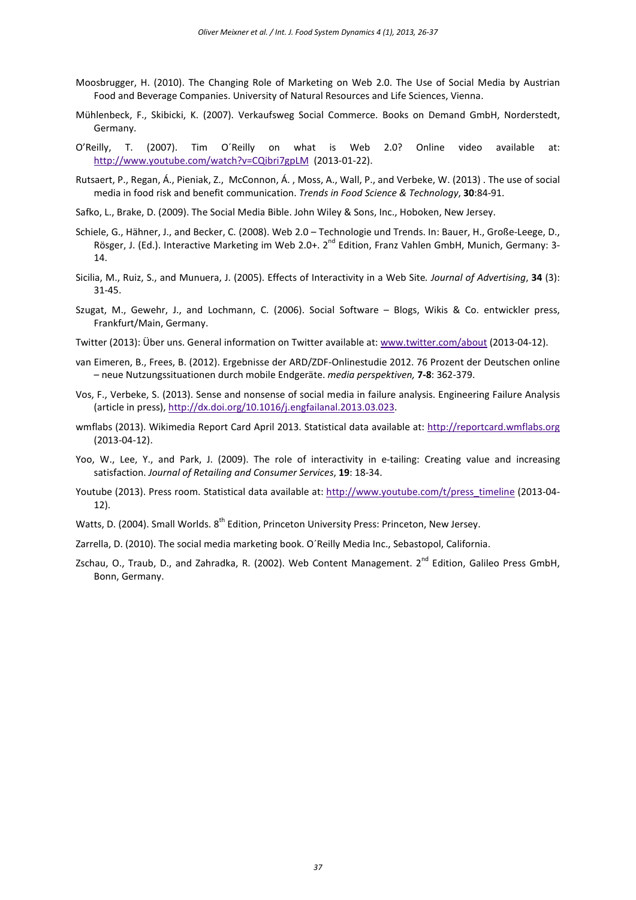Moosbrugger, H. (2010). The Changing Role of Marketing on Web 2.0. The Use of Social Media by Austrian Food and Beverage Companies. University of Natural Resources and Life Sciences, Vienna.

Mühlenbeck, F., Skibicki, K. (2007). Verkaufsweg Social Commerce. Books on Demand GmbH, Norderstedt, Germany.

O'Reilly, T. (2007). Tim O´Reilly on what is Web 2.0? Online video available at: http://www.youtube.com/watch?v=CQibri7gpLM (2013-01-22).

Rutsaert, P., Regan, Á., Pieniak, Z., McConnon, Á. , Moss, A., Wall, P., and Verbeke, W. (2013) . The use of social media in food risk and benefit communication. *Trends in Food Science & Technology*, **30**:84-91.

Safko, L., Brake, D. (2009). The Social Media Bible. John Wiley & Sons, Inc., Hoboken, New Jersey.

Schiele, G., Hähner, J., and Becker, C. (2008). Web 2.0 – Technologie und Trends. In: Bauer, H., Große-Leege, D., Rösger, J. (Ed.). Interactive Marketing im Web 2.0+. 2nd Edition, Franz Vahlen GmbH, Munich, Germany: 3-14.

Sicilia, M., Ruiz, S., and Munuera, J. (2005). Effects of Interactivity in a Web Site. *Journal of Advertising*, **34** (3): 31-45.

Szugat, M., Gewehr, J., and Lochmann, C. (2006). Social Software – Blogs, Wikis & Co. entwickler press, Frankfurt/Main, Germany.

Twitter (2013): Über uns. General information on Twitter available at: www.twitter.com/about (2013-04-12).

van Eimeren, B., Frees, B. (2012). Ergebnisse der ARD/ZDF-Onlinestudie 2012. 76 Prozent der Deutschen online – neue Nutzungssituationen durch mobile Endgeräte. *media perspektiven,* **7-8**: 362-379.

Vos, F., Verbeke, S. (2013). Sense and nonsense of social media in failure analysis. Engineering Failure Analysis (article in press), http://dx.doi.org/10.1016/j.engfailanal.2013.03.023.

wmflabs (2013). Wikimedia Report Card April 2013. Statistical data available at: http://reportcard.wmflabs.org (2013-04-12).

Yoo, W., Lee, Y., and Park, J. (2009). The role of interactivity in e-tailing: Creating value and increasing satisfaction. *Journal of Retailing and Consumer Services*, **19**: 18-34.

Youtube (2013). Press room. Statistical data available at: http://www.youtube.com/t/press_timeline (2013-04-12).

Watts, D. (2004). Small Worlds. 8th Edition, Princeton University Press: Princeton, New Jersey.

Zarrella, D. (2010). The social media marketing book. O´Reilly Media Inc., Sebastopol, California.

Zschau, O., Traub, D., and Zahradka, R. (2002). Web Content Management. 2nd Edition, Galileo Press GmbH, Bonn, Germany.